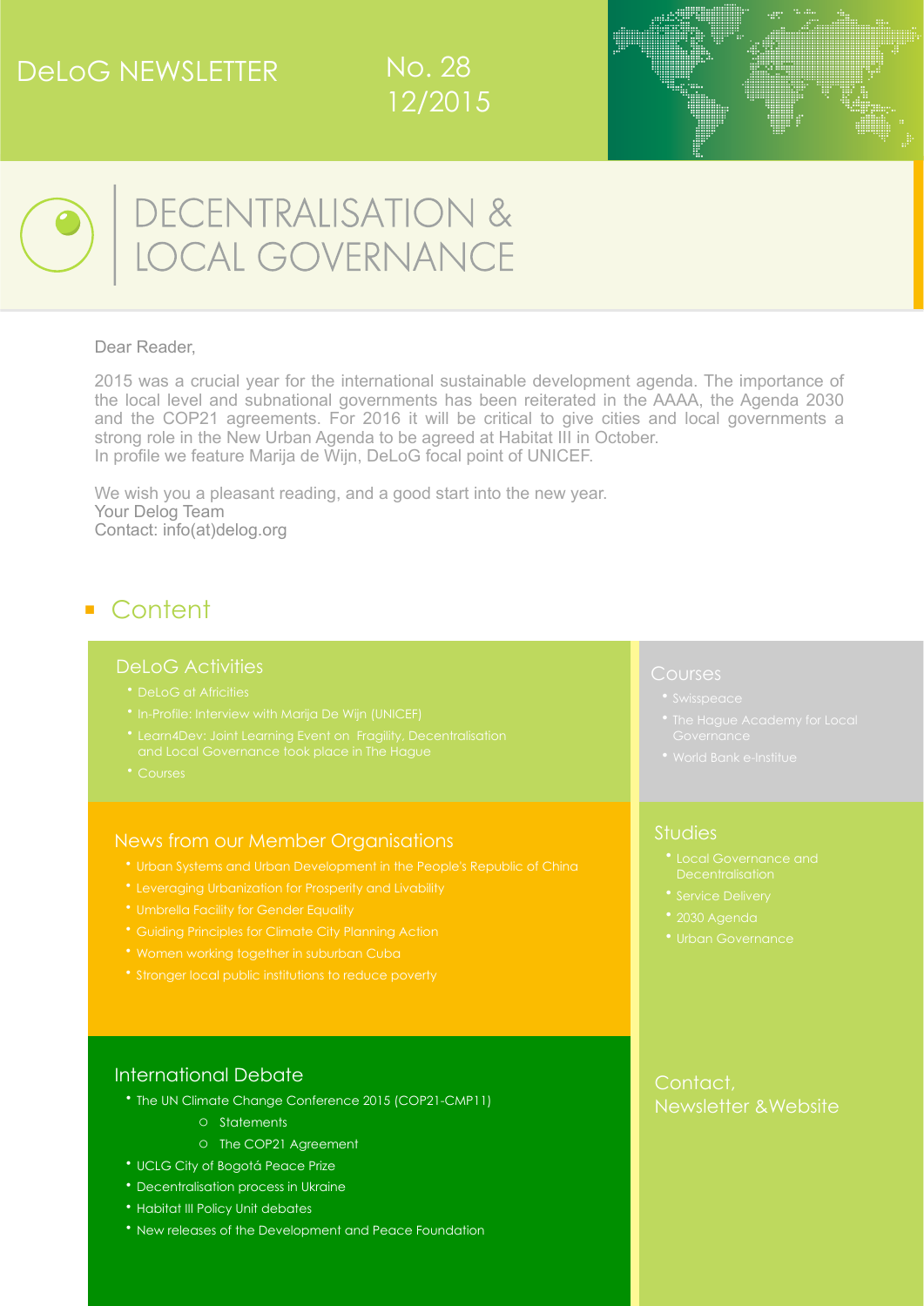# DeLoG NEWSLETTER

No. 28
12/2015

# DECENTRALISATION & LOCAL GOVERNANCE

Dear Reader,

2015 was a crucial year for the international sustainable development agenda. The importance of the local level and subnational governments has been reiterated in the AAAA, the Agenda 2030 and the COP21 agreements. For 2016 it will be critical to give cities and local governments a strong role in the New Urban Agenda to be agreed at Habitat III in October.
In profile we feature Marija de Wijn, DeLoG focal point of UNICEF.

We wish you a pleasant reading, and a good start into the new year.
Your Delog Team
Contact: info(at)delog.org

## Content

### DeLoG Activities

- DeLoG at Africities
- In-Profile: Interview with Marija De Wijn (UNICEF)
- Learn4Dev: Joint Learning Event on Fragility, Decentralisation and Local Governance took place in The Hague
- Courses

### News from our Member Organisations

- Urban Systems and Urban Development in the People's Republic of China
- Leveraging Urbanization for Prosperity and Livability
- Umbrella Facility for Gender Equality
- Guiding Principles for Climate City Planning Action
- Women working together in suburban Cuba
- Stronger local public institutions to reduce poverty

### International Debate

- The UN Climate Change Conference 2015 (COP21-CMP11)
  - Statements
  - The COP21 Agreement
- UCLG City of Bogotá Peace Prize
- Decentralisation process in Ukraine
- Habitat III Policy Unit debates
- New releases of the Development and Peace Foundation

### Courses

- Swisspeace
- The Hague Academy for Local Governance
- World Bank e-Institue

### Studies

- Local Governance and Decentralisation
- Service Delivery
- 2030 Agenda
- Urban Governance

### Contact, Newsletter &Website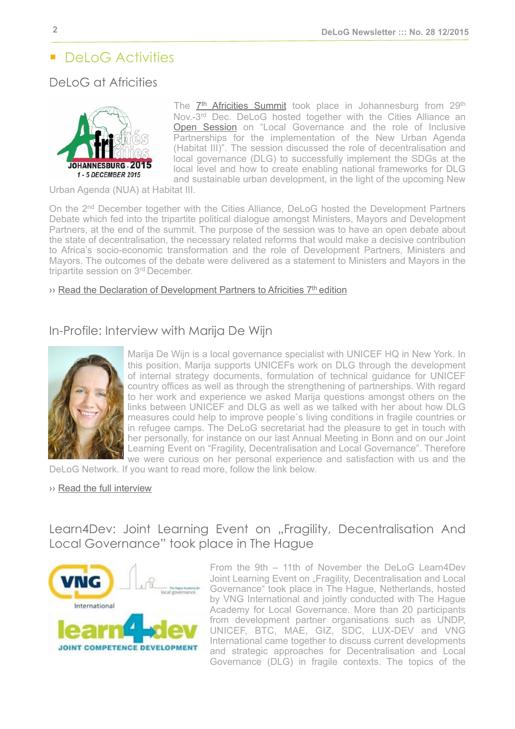## DeLoG Activities

### DeLoG at Africities

The 7th Africities Summit took place in Johannesburg from 29th Nov.-3rd Dec. DeLoG hosted together with the Cities Alliance an Open Session on "Local Governance and the role of Inclusive Partnerships for the implementation of the New Urban Agenda (Habitat III)". The session discussed the role of decentralisation and local governance (DLG) to successfully implement the SDGs at the local level and how to create enabling national frameworks for DLG and sustainable urban development, in the light of the upcoming New Urban Agenda (NUA) at Habitat III.

On the 2nd December together with the Cities Alliance, DeLoG hosted the Development Partners Debate which fed into the tripartite political dialogue amongst Ministers, Mayors and Development Partners, at the end of the summit. The purpose of the session was to have an open debate about the state of decentralisation, the necessary related reforms that would make a decisive contribution to Africa's socio-economic transformation and the role of Development Partners, Ministers and Mayors. The outcomes of the debate were delivered as a statement to Ministers and Mayors in the tripartite session on 3rd December.

›› Read the Declaration of Development Partners to Africities 7th edition

### In-Profile: Interview with Marija De Wijn

Marija De Wijn is a local governance specialist with UNICEF HQ in New York. In this position, Marija supports UNICEFs work on DLG through the development of internal strategy documents, formulation of technical guidance for UNICEF country offices as well as through the strengthening of partnerships. With regard to her work and experience we asked Marija questions amongst others on the links between UNICEF and DLG as well as we talked with her about how DLG measures could help to improve people`s living conditions in fragile countries or in refugee camps. The DeLoG secretariat had the pleasure to get in touch with her personally, for instance on our last Annual Meeting in Bonn and on our Joint Learning Event on "Fragility, Decentralisation and Local Governance". Therefore we were curious on her personal experience and satisfaction with us and the DeLoG Network. If you want to read more, follow the link below.

›› Read the full interview

### Learn4Dev: Joint Learning Event on „Fragility, Decentralisation And Local Governance" took place in The Hague

From the 9th – 11th of November the DeLoG Learn4Dev Joint Learning Event on „Fragility, Decentralisation and Local Governance" took place in The Hague, Netherlands, hosted by VNG International and jointly conducted with The Hague Academy for Local Governance. More than 20 participants from development partner organisations such as UNDP, UNICEF, BTC, MAE, GIZ, SDC, LUX-DEV and VNG International came together to discuss current developments and strategic approaches for Decentralisation and Local Governance (DLG) in fragile contexts. The topics of the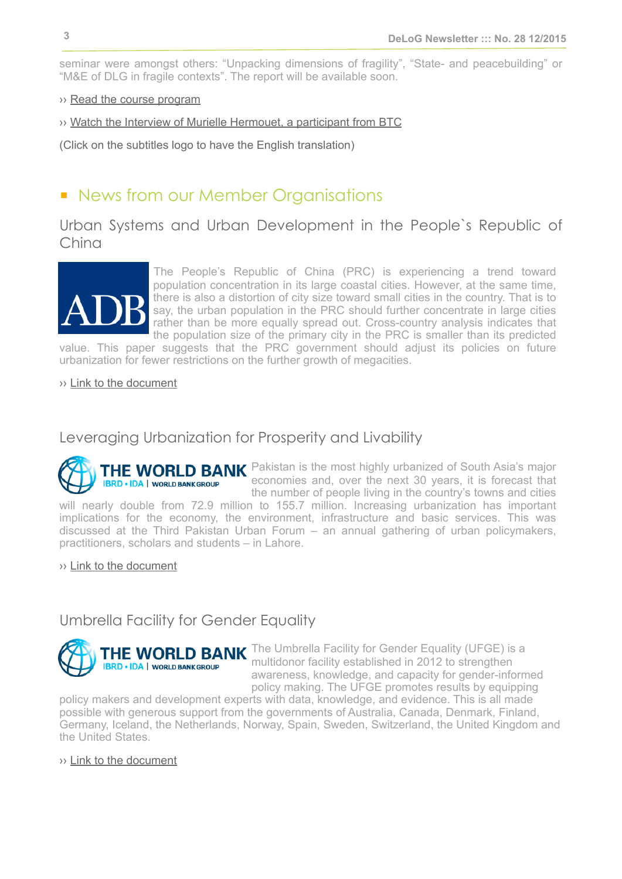seminar were amongst others: "Unpacking dimensions of fragility", "State- and peacebuilding" or "M&E of DLG in fragile contexts". The report will be available soon.

›› Read the course program

›› Watch the Interview of Murielle Hermouet, a participant from BTC

(Click on the subtitles logo to have the English translation)

## News from our Member Organisations

### Urban Systems and Urban Development in the People`s Republic of China

The People's Republic of China (PRC) is experiencing a trend toward population concentration in its large coastal cities. However, at the same time, there is also a distortion of city size toward small cities in the country. That is to say, the urban population in the PRC should further concentrate in large cities rather than be more equally spread out. Cross-country analysis indicates that the population size of the primary city in the PRC is smaller than its predicted value. This paper suggests that the PRC government should adjust its policies on future urbanization for fewer restrictions on the further growth of megacities.

›› Link to the document

### Leveraging Urbanization for Prosperity and Livability

Pakistan is the most highly urbanized of South Asia's major economies and, over the next 30 years, it is forecast that the number of people living in the country's towns and cities will nearly double from 72.9 million to 155.7 million. Increasing urbanization has important implications for the economy, the environment, infrastructure and basic services. This was discussed at the Third Pakistan Urban Forum – an annual gathering of urban policymakers, practitioners, scholars and students – in Lahore.

›› Link to the document

### Umbrella Facility for Gender Equality

The Umbrella Facility for Gender Equality (UFGE) is a multidonor facility established in 2012 to strengthen awareness, knowledge, and capacity for gender-informed policy making. The UFGE promotes results by equipping policy makers and development experts with data, knowledge, and evidence. This is all made possible with generous support from the governments of Australia, Canada, Denmark, Finland, Germany, Iceland, the Netherlands, Norway, Spain, Sweden, Switzerland, the United Kingdom and the United States.

›› Link to the document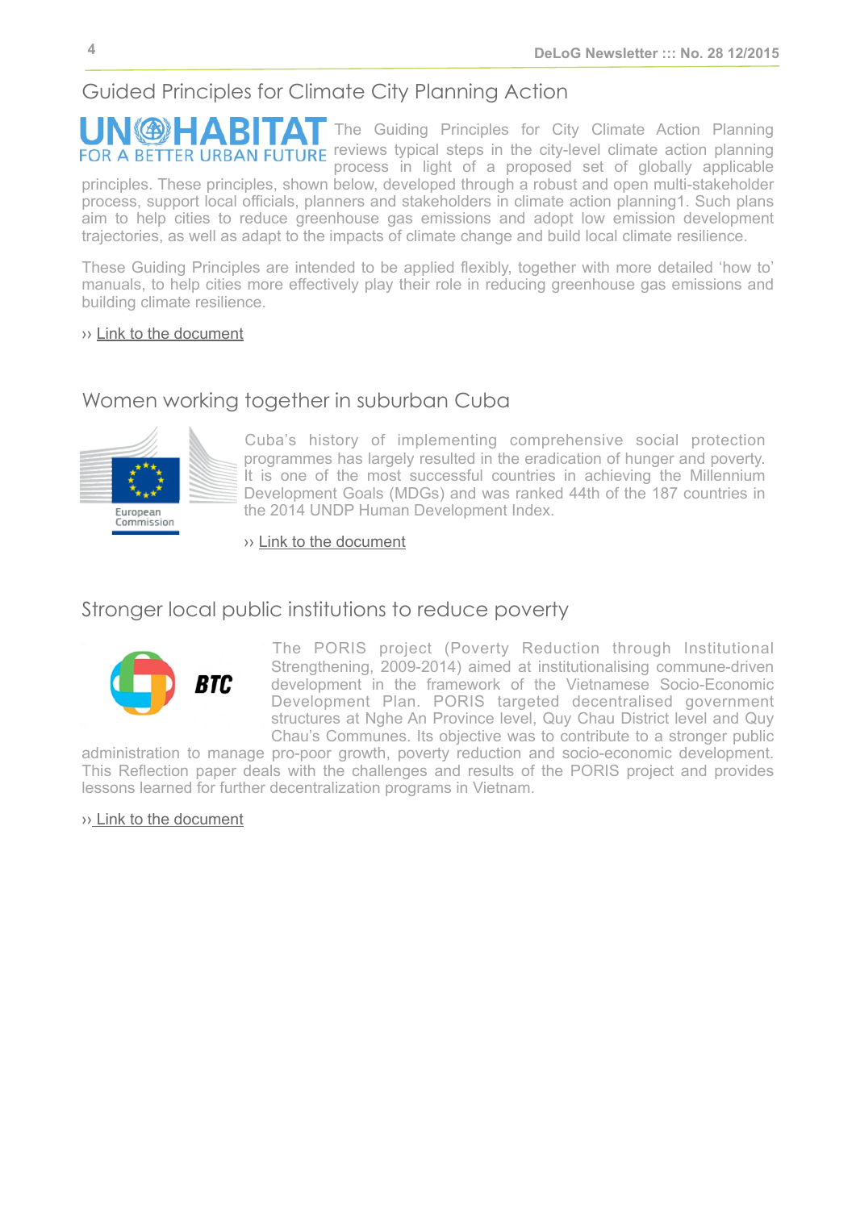## Guided Principles for Climate City Planning Action

The Guiding Principles for City Climate Action Planning reviews typical steps in the city-level climate action planning process in light of a proposed set of globally applicable principles. These principles, shown below, developed through a robust and open multi-stakeholder process, support local officials, planners and stakeholders in climate action planning1. Such plans aim to help cities to reduce greenhouse gas emissions and adopt low emission development trajectories, as well as adapt to the impacts of climate change and build local climate resilience.

These Guiding Principles are intended to be applied flexibly, together with more detailed 'how to' manuals, to help cities more effectively play their role in reducing greenhouse gas emissions and building climate resilience.

›› Link to the document

## Women working together in suburban Cuba

Cuba's history of implementing comprehensive social protection programmes has largely resulted in the eradication of hunger and poverty. It is one of the most successful countries in achieving the Millennium Development Goals (MDGs) and was ranked 44th of the 187 countries in the 2014 UNDP Human Development Index.

›› Link to the document

## Stronger local public institutions to reduce poverty

The PORIS project (Poverty Reduction through Institutional Strengthening, 2009-2014) aimed at institutionalising commune-driven development in the framework of the Vietnamese Socio-Economic Development Plan. PORIS targeted decentralised government structures at Nghe An Province level, Quy Chau District level and Quy Chau's Communes. Its objective was to contribute to a stronger public administration to manage pro-poor growth, poverty reduction and socio-economic development. This Reflection paper deals with the challenges and results of the PORIS project and provides lessons learned for further decentralization programs in Vietnam.

›› Link to the document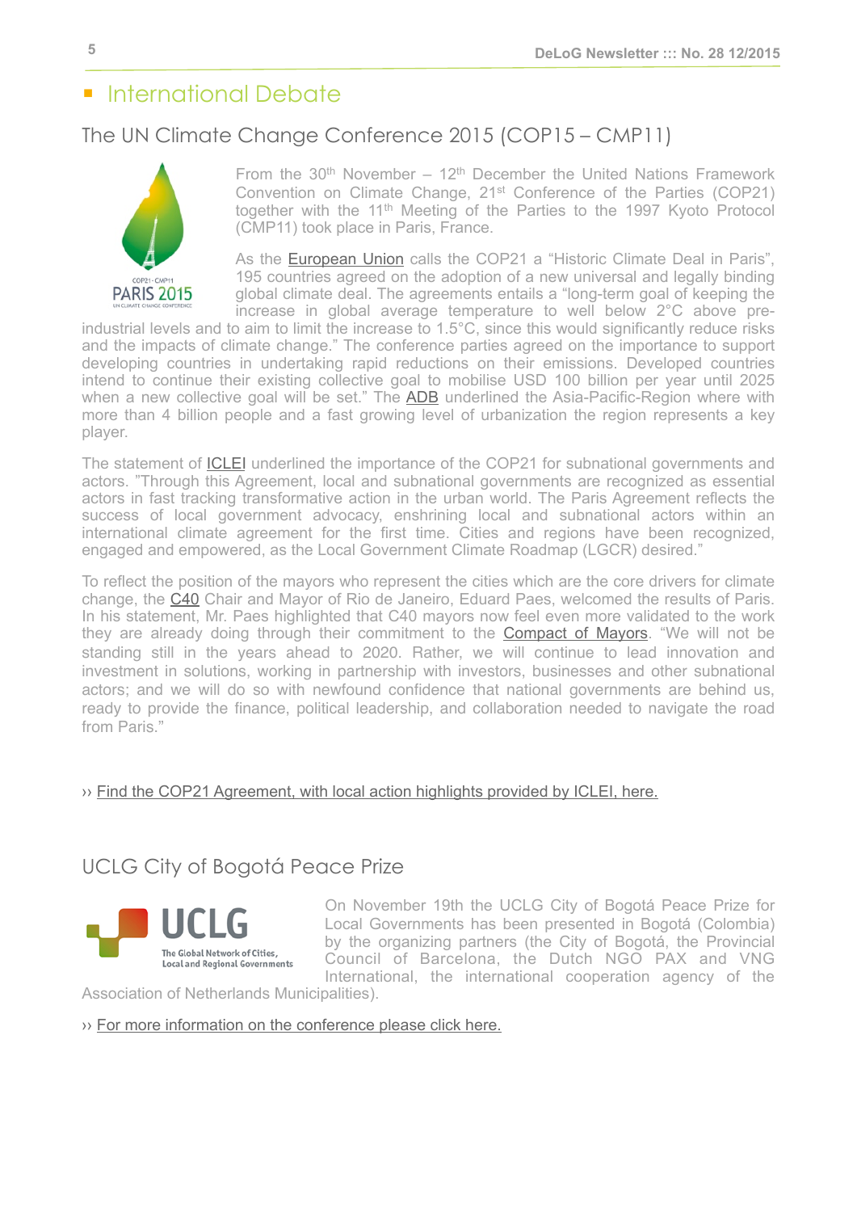# International Debate

## The UN Climate Change Conference 2015 (COP15 – CMP11)

From the 30th November – 12th December the United Nations Framework Convention on Climate Change, 21st Conference of the Parties (COP21) together with the 11th Meeting of the Parties to the 1997 Kyoto Protocol (CMP11) took place in Paris, France.

As the European Union calls the COP21 a "Historic Climate Deal in Paris", 195 countries agreed on the adoption of a new universal and legally binding global climate deal. The agreements entails a "long-term goal of keeping the increase in global average temperature to well below 2°C above pre-industrial levels and to aim to limit the increase to 1.5°C, since this would significantly reduce risks and the impacts of climate change." The conference parties agreed on the importance to support developing countries in undertaking rapid reductions on their emissions. Developed countries intend to continue their existing collective goal to mobilise USD 100 billion per year until 2025 when a new collective goal will be set." The ADB underlined the Asia-Pacific-Region where with more than 4 billion people and a fast growing level of urbanization the region represents a key player.

The statement of ICLEI underlined the importance of the COP21 for subnational governments and actors. "Through this Agreement, local and subnational governments are recognized as essential actors in fast tracking transformative action in the urban world. The Paris Agreement reflects the success of local government advocacy, enshrining local and subnational actors within an international climate agreement for the first time. Cities and regions have been recognized, engaged and empowered, as the Local Government Climate Roadmap (LGCR) desired."

To reflect the position of the mayors who represent the cities which are the core drivers for climate change, the C40 Chair and Mayor of Rio de Janeiro, Eduard Paes, welcomed the results of Paris. In his statement, Mr. Paes highlighted that C40 mayors now feel even more validated to the work they are already doing through their commitment to the Compact of Mayors. "We will not be standing still in the years ahead to 2020. Rather, we will continue to lead innovation and investment in solutions, working in partnership with investors, businesses and other subnational actors; and we will do so with newfound confidence that national governments are behind us, ready to provide the finance, political leadership, and collaboration needed to navigate the road from Paris."

›› Find the COP21 Agreement, with local action highlights provided by ICLEI, here.

## UCLG City of Bogotá Peace Prize

On November 19th the UCLG City of Bogotá Peace Prize for Local Governments has been presented in Bogotá (Colombia) by the organizing partners (the City of Bogotá, the Provincial Council of Barcelona, the Dutch NGO PAX and VNG International, the international cooperation agency of the Association of Netherlands Municipalities).

›› For more information on the conference please click here.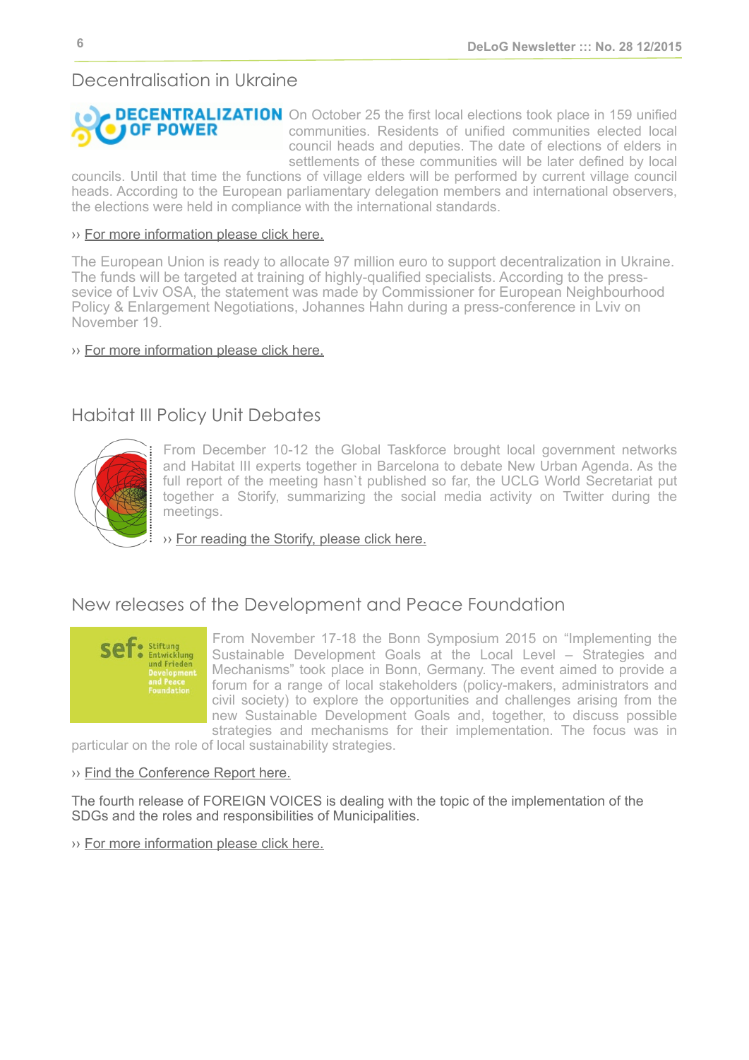## Decentralisation in Ukraine

On October 25 the first local elections took place in 159 unified communities. Residents of unified communities elected local council heads and deputies. The date of elections of elders in settlements of these communities will be later defined by local councils. Until that time the functions of village elders will be performed by current village council heads. According to the European parliamentary delegation members and international observers, the elections were held in compliance with the international standards.

›› For more information please click here.

The European Union is ready to allocate 97 million euro to support decentralization in Ukraine. The funds will be targeted at training of highly-qualified specialists. According to the press-sevice of Lviv OSA, the statement was made by Commissioner for European Neighbourhood Policy & Enlargement Negotiations, Johannes Hahn during a press-conference in Lviv on November 19.

›› For more information please click here.

## Habitat III Policy Unit Debates

From December 10-12 the Global Taskforce brought local government networks and Habitat III experts together in Barcelona to debate New Urban Agenda. As the full report of the meeting hasn`t published so far, the UCLG World Secretariat put together a Storify, summarizing the social media activity on Twitter during the meetings.

›› For reading the Storify, please click here.

## New releases of the Development and Peace Foundation

From November 17-18 the Bonn Symposium 2015 on "Implementing the Sustainable Development Goals at the Local Level – Strategies and Mechanisms" took place in Bonn, Germany. The event aimed to provide a forum for a range of local stakeholders (policy-makers, administrators and civil society) to explore the opportunities and challenges arising from the new Sustainable Development Goals and, together, to discuss possible strategies and mechanisms for their implementation. The focus was in particular on the role of local sustainability strategies.

›› Find the Conference Report here.

The fourth release of FOREIGN VOICES is dealing with the topic of the implementation of the SDGs and the roles and responsibilities of Municipalities.

›› For more information please click here.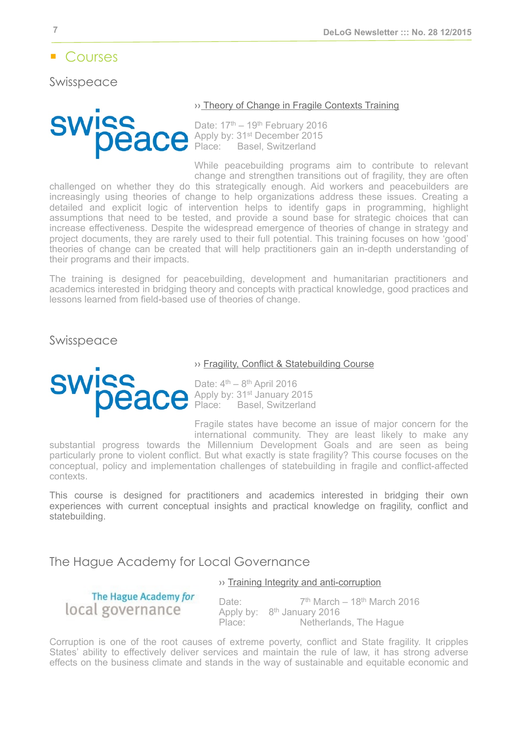## Courses

### Swisspeace

›› Theory of Change in Fragile Contexts Training

Date: 17th – 19th February 2016
Apply by: 31st December 2015
Place: Basel, Switzerland

While peacebuilding programs aim to contribute to relevant change and strengthen transitions out of fragility, they are often challenged on whether they do this strategically enough. Aid workers and peacebuilders are increasingly using theories of change to help organizations address these issues. Creating a detailed and explicit logic of intervention helps to identify gaps in programming, highlight assumptions that need to be tested, and provide a sound base for strategic choices that can increase effectiveness. Despite the widespread emergence of theories of change in strategy and project documents, they are rarely used to their full potential. This training focuses on how 'good' theories of change can be created that will help practitioners gain an in-depth understanding of their programs and their impacts.

The training is designed for peacebuilding, development and humanitarian practitioners and academics interested in bridging theory and concepts with practical knowledge, good practices and lessons learned from field-based use of theories of change.

### Swisspeace

›› Fragility, Conflict & Statebuilding Course

Date: 4th – 8th April 2016
Apply by: 31st January 2015
Place: Basel, Switzerland

Fragile states have become an issue of major concern for the international community. They are least likely to make any substantial progress towards the Millennium Development Goals and are seen as being particularly prone to violent conflict. But what exactly is state fragility? This course focuses on the conceptual, policy and implementation challenges of statebuilding in fragile and conflict-affected contexts.

This course is designed for practitioners and academics interested in bridging their own experiences with current conceptual insights and practical knowledge on fragility, conflict and statebuilding.

### The Hague Academy for Local Governance

›› Training Integrity and anti-corruption

Date: 7th March – 18th March 2016
Apply by: 8th January 2016
Place: Netherlands, The Hague

Corruption is one of the root causes of extreme poverty, conflict and State fragility. It cripples States' ability to effectively deliver services and maintain the rule of law, it has strong adverse effects on the business climate and stands in the way of sustainable and equitable economic and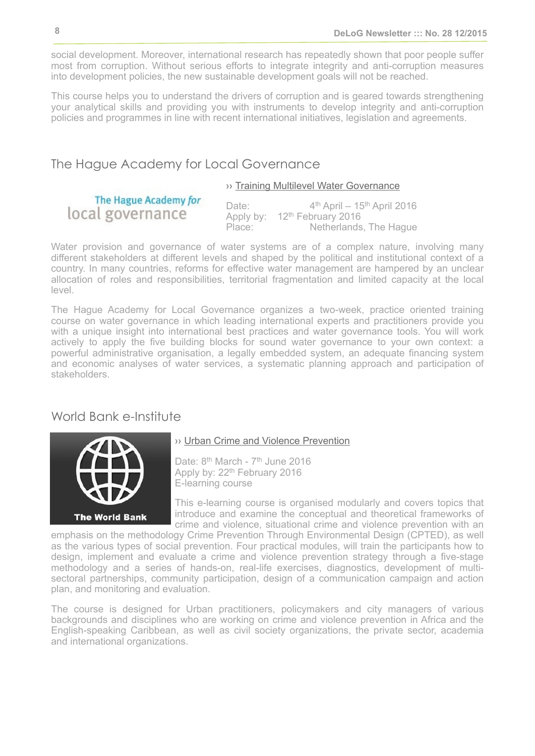social development. Moreover, international research has repeatedly shown that poor people suffer most from corruption. Without serious efforts to integrate integrity and anti-corruption measures into development policies, the new sustainable development goals will not be reached.

This course helps you to understand the drivers of corruption and is geared towards strengthening your analytical skills and providing you with instruments to develop integrity and anti-corruption policies and programmes in line with recent international initiatives, legislation and agreements.

## The Hague Academy for Local Governance

The Hague Academy *for* local governance

›› Training Multilevel Water Governance

Date: 4th April – 15th April 2016
Apply by: 12th February 2016
Place: Netherlands, The Hague

Water provision and governance of water systems are of a complex nature, involving many different stakeholders at different levels and shaped by the political and institutional context of a country. In many countries, reforms for effective water management are hampered by an unclear allocation of roles and responsibilities, territorial fragmentation and limited capacity at the local level.

The Hague Academy for Local Governance organizes a two-week, practice oriented training course on water governance in which leading international experts and practitioners provide you with a unique insight into international best practices and water governance tools. You will work actively to apply the five building blocks for sound water governance to your own context: a powerful administrative organisation, a legally embedded system, an adequate financing system and economic analyses of water services, a systematic planning approach and participation of stakeholders.

## World Bank e-Institute

The World Bank

›› Urban Crime and Violence Prevention

Date: 8th March - 7th June 2016
Apply by: 22th February 2016
E-learning course

This e-learning course is organised modularly and covers topics that introduce and examine the conceptual and theoretical frameworks of crime and violence, situational crime and violence prevention with an emphasis on the methodology Crime Prevention Through Environmental Design (CPTED), as well as the various types of social prevention. Four practical modules, will train the participants how to design, implement and evaluate a crime and violence prevention strategy through a five-stage methodology and a series of hands-on, real-life exercises, diagnostics, development of multi-sectoral partnerships, community participation, design of a communication campaign and action plan, and monitoring and evaluation.

The course is designed for Urban practitioners, policymakers and city managers of various backgrounds and disciplines who are working on crime and violence prevention in Africa and the English-speaking Caribbean, as well as civil society organizations, the private sector, academia and international organizations.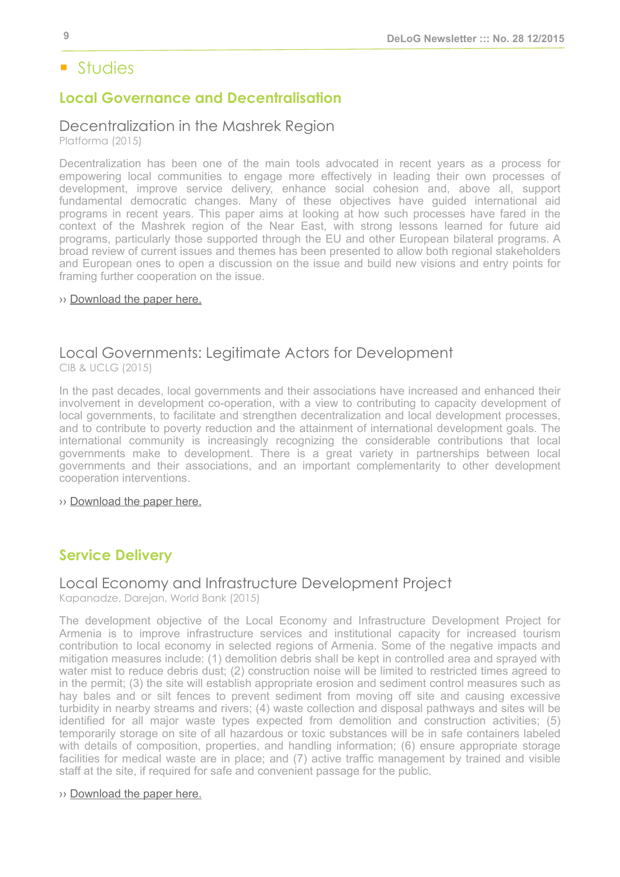# Studies

## Local Governance and Decentralisation

### Decentralization in the Mashrek Region

Platforma (2015)

Decentralization has been one of the main tools advocated in recent years as a process for empowering local communities to engage more effectively in leading their own processes of development, improve service delivery, enhance social cohesion and, above all, support fundamental democratic changes. Many of these objectives have guided international aid programs in recent years. This paper aims at looking at how such processes have fared in the context of the Mashrek region of the Near East, with strong lessons learned for future aid programs, particularly those supported through the EU and other European bilateral programs. A broad review of current issues and themes has been presented to allow both regional stakeholders and European ones to open a discussion on the issue and build new visions and entry points for framing further cooperation on the issue.

›› Download the paper here.

### Local Governments: Legitimate Actors for Development

CIB & UCLG (2015)

In the past decades, local governments and their associations have increased and enhanced their involvement in development co-operation, with a view to contributing to capacity development of local governments, to facilitate and strengthen decentralization and local development processes, and to contribute to poverty reduction and the attainment of international development goals. The international community is increasingly recognizing the considerable contributions that local governments make to development. There is a great variety in partnerships between local governments and their associations, and an important complementarity to other development cooperation interventions.

›› Download the paper here.

## Service Delivery

### Local Economy and Infrastructure Development Project

Kapanadze, Darejan, World Bank (2015)

The development objective of the Local Economy and Infrastructure Development Project for Armenia is to improve infrastructure services and institutional capacity for increased tourism contribution to local economy in selected regions of Armenia. Some of the negative impacts and mitigation measures include: (1) demolition debris shall be kept in controlled area and sprayed with water mist to reduce debris dust; (2) construction noise will be limited to restricted times agreed to in the permit; (3) the site will establish appropriate erosion and sediment control measures such as hay bales and or silt fences to prevent sediment from moving off site and causing excessive turbidity in nearby streams and rivers; (4) waste collection and disposal pathways and sites will be identified for all major waste types expected from demolition and construction activities; (5) temporarily storage on site of all hazardous or toxic substances will be in safe containers labeled with details of composition, properties, and handling information; (6) ensure appropriate storage facilities for medical waste are in place; and (7) active traffic management by trained and visible staff at the site, if required for safe and convenient passage for the public.

›› Download the paper here.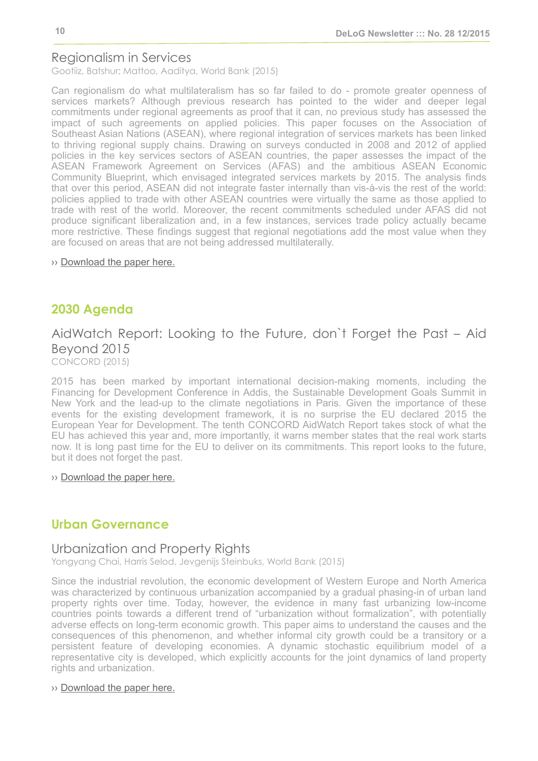### Regionalism in Services

Gootiiz, Batshur; Mattoo, Aaditya, World Bank (2015)

Can regionalism do what multilateralism has so far failed to do - promote greater openness of services markets? Although previous research has pointed to the wider and deeper legal commitments under regional agreements as proof that it can, no previous study has assessed the impact of such agreements on applied policies. This paper focuses on the Association of Southeast Asian Nations (ASEAN), where regional integration of services markets has been linked to thriving regional supply chains. Drawing on surveys conducted in 2008 and 2012 of applied policies in the key services sectors of ASEAN countries, the paper assesses the impact of the ASEAN Framework Agreement on Services (AFAS) and the ambitious ASEAN Economic Community Blueprint, which envisaged integrated services markets by 2015. The analysis finds that over this period, ASEAN did not integrate faster internally than vis-à-vis the rest of the world: policies applied to trade with other ASEAN countries were virtually the same as those applied to trade with rest of the world. Moreover, the recent commitments scheduled under AFAS did not produce significant liberalization and, in a few instances, services trade policy actually became more restrictive. These findings suggest that regional negotiations add the most value when they are focused on areas that are not being addressed multilaterally.

›› Download the paper here.

## 2030 Agenda

### AidWatch Report: Looking to the Future, don`t Forget the Past – Aid Beyond 2015

CONCORD (2015)

2015 has been marked by important international decision-making moments, including the Financing for Development Conference in Addis, the Sustainable Development Goals Summit in New York and the lead-up to the climate negotiations in Paris. Given the importance of these events for the existing development framework, it is no surprise the EU declared 2015 the European Year for Development. The tenth CONCORD AidWatch Report takes stock of what the EU has achieved this year and, more importantly, it warns member states that the real work starts now. It is long past time for the EU to deliver on its commitments. This report looks to the future, but it does not forget the past.

›› Download the paper here.

## Urban Governance

### Urbanization and Property Rights

Yongyang Chai, Harris Selod, Jevgenijs Steinbuks, World Bank (2015)

Since the industrial revolution, the economic development of Western Europe and North America was characterized by continuous urbanization accompanied by a gradual phasing-in of urban land property rights over time. Today, however, the evidence in many fast urbanizing low-income countries points towards a different trend of "urbanization without formalization", with potentially adverse effects on long-term economic growth. This paper aims to understand the causes and the consequences of this phenomenon, and whether informal city growth could be a transitory or a persistent feature of developing economies. A dynamic stochastic equilibrium model of a representative city is developed, which explicitly accounts for the joint dynamics of land property rights and urbanization.

›› Download the paper here.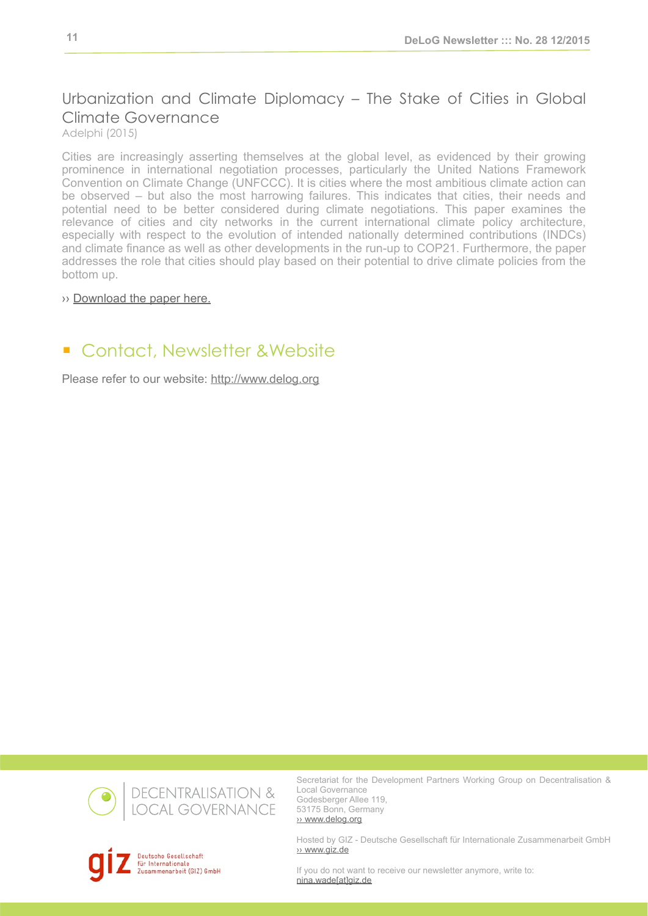## Urbanization and Climate Diplomacy – The Stake of Cities in Global Climate Governance

Adelphi (2015)

Cities are increasingly asserting themselves at the global level, as evidenced by their growing prominence in international negotiation processes, particularly the United Nations Framework Convention on Climate Change (UNFCCC). It is cities where the most ambitious climate action can be observed – but also the most harrowing failures. This indicates that cities, their needs and potential need to be better considered during climate negotiations. This paper examines the relevance of cities and city networks in the current international climate policy architecture, especially with respect to the evolution of intended nationally determined contributions (INDCs) and climate finance as well as other developments in the run-up to COP21. Furthermore, the paper addresses the role that cities should play based on their potential to drive climate policies from the bottom up.

›› Download the paper here.

# Contact, Newsletter &Website

Please refer to our website: http://www.delog.org

DECENTRALISATION & LOCAL GOVERNANCE

Secretariat for the Development Partners Working Group on Decentralisation & Local Governance
Godesberger Allee 119,
53175 Bonn, Germany
›› www.delog.org

giz Deutsche Gesellschaft für Internationale Zusammenarbeit (GIZ) GmbH

Hosted by GIZ - Deutsche Gesellschaft für Internationale Zusammenarbeit GmbH
›› www.giz.de

If you do not want to receive our newsletter anymore, write to:
nina.wade[at]giz.de